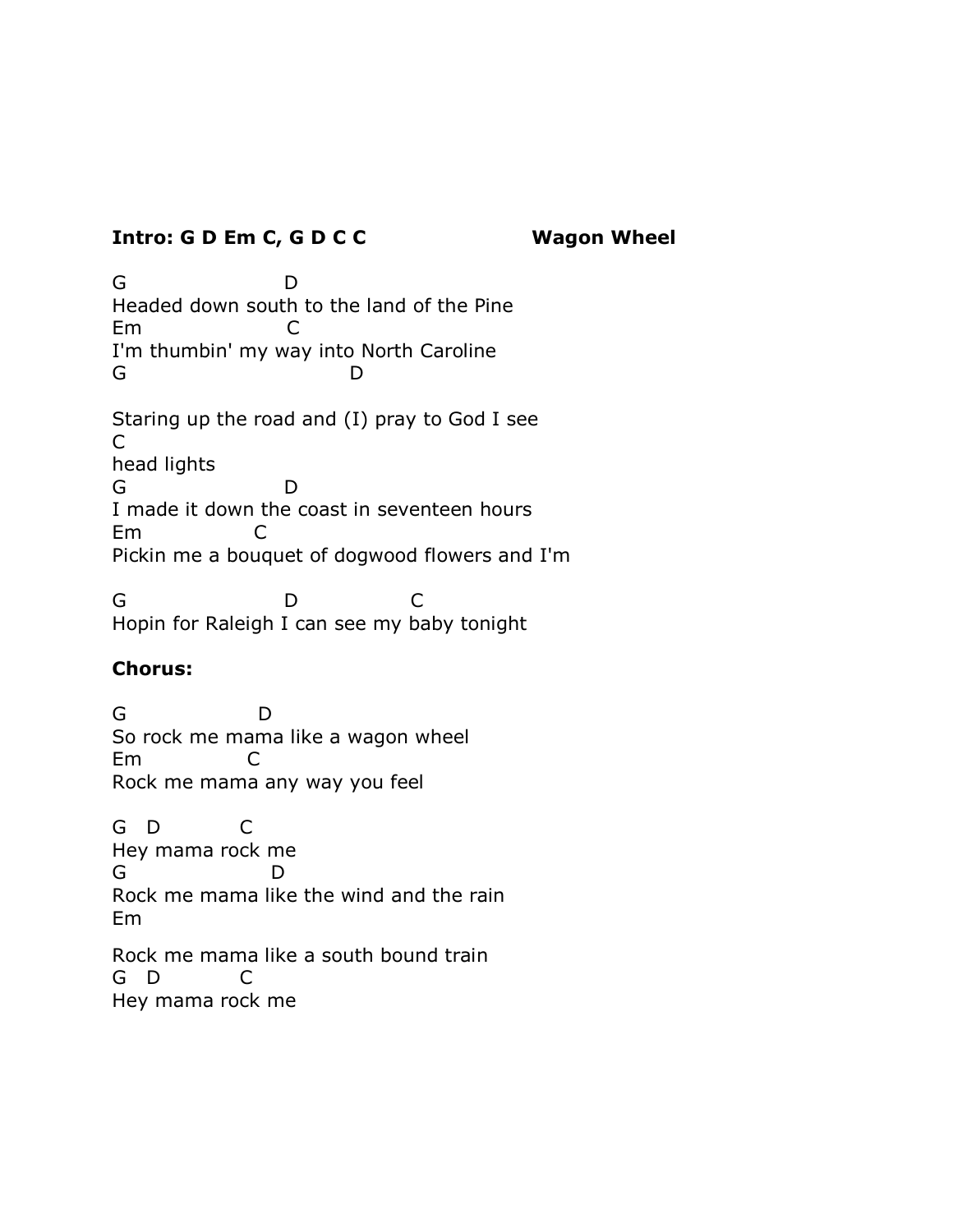**Intro: G D Em C, G D C C** **Wagon Wheel**

```
G                    D
Headed down south to the land of the Pine
Em                C
I'm thumbin' my way into North Caroline
G                           D

Staring up the road and (I) pray to God I see
C
head lights
G                    D
I made it down the coast in seventeen hours
Em              C
Pickin me a bouquet of dogwood flowers and I'm

G                    D              C
Hopin for Raleigh I can see my baby tonight
```

**Chorus:**

```
G                  D
So rock me mama like a wagon wheel
Em              C
Rock me mama any way you feel

G   D          C
Hey mama rock me
G                    D
Rock me mama like the wind and the rain
Em

Rock me mama like a south bound train
G   D          C
Hey mama rock me
```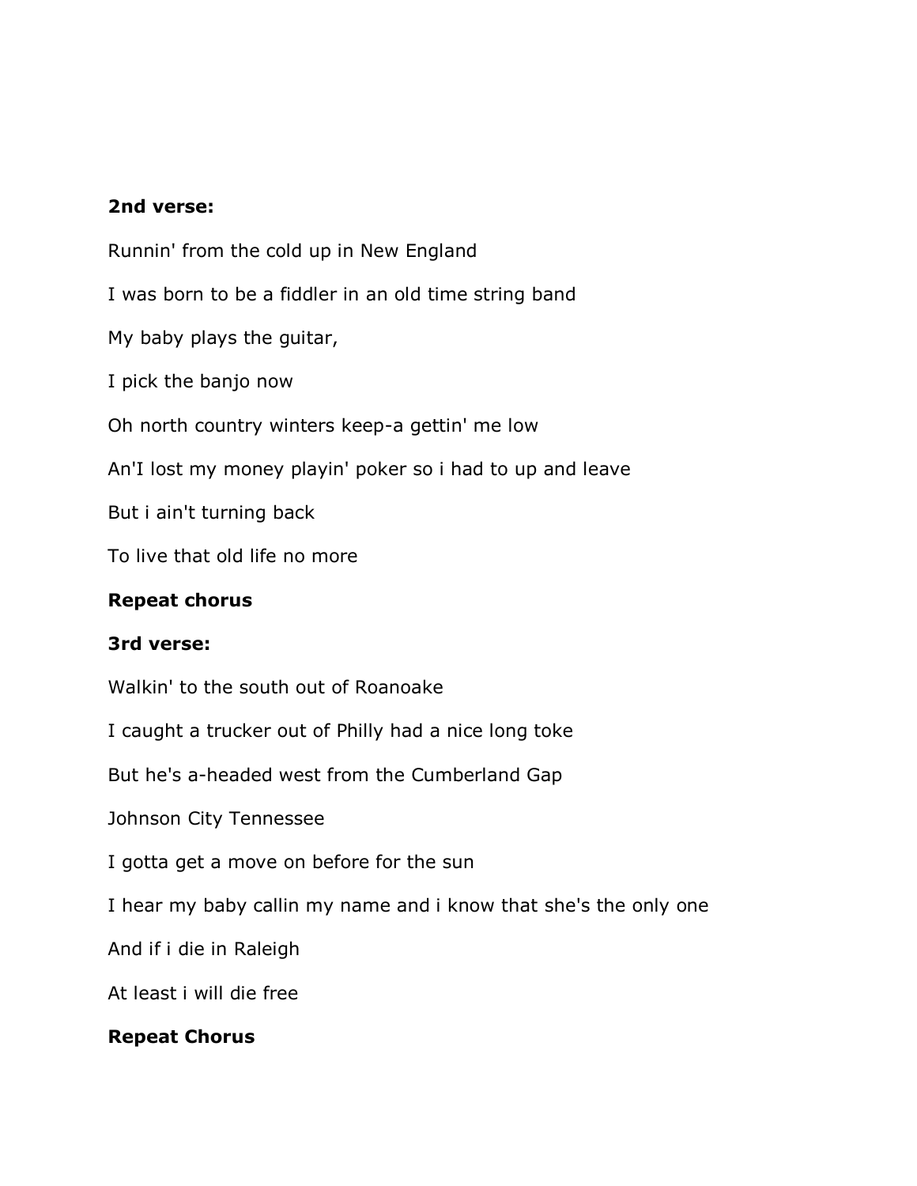**2nd verse:**

Runnin' from the cold up in New England

I was born to be a fiddler in an old time string band

My baby plays the guitar,

I pick the banjo now

Oh north country winters keep-a gettin' me low

An'I lost my money playin' poker so i had to up and leave

But i ain't turning back

To live that old life no more

**Repeat chorus**

**3rd verse:**

Walkin' to the south out of Roanoake

I caught a trucker out of Philly had a nice long toke

But he's a-headed west from the Cumberland Gap

Johnson City Tennessee

I gotta get a move on before for the sun

I hear my baby callin my name and i know that she's the only one

And if i die in Raleigh

At least i will die free

**Repeat Chorus**